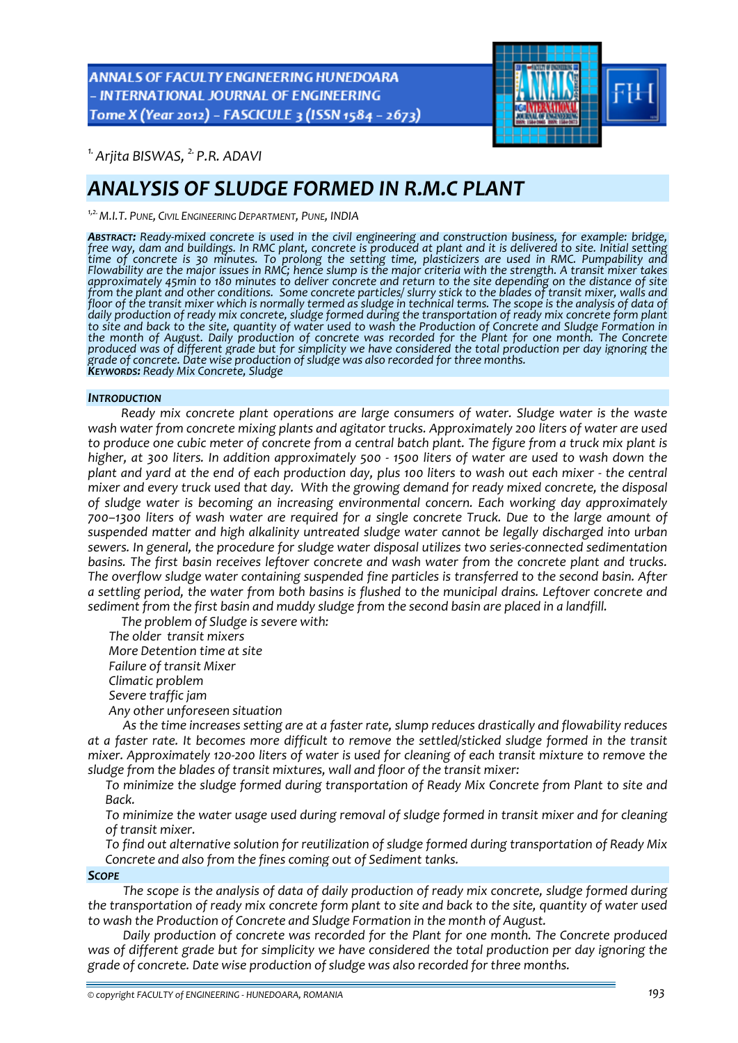[1.] Arjita BISWAS, [2.] P.R. ADAVI

# ANALYSIS OF SLUDGE FORMED IN R.M.C PLANT

[1,2.] M.I.T. PUNE, CIVIL ENGINEERING DEPARTMENT, PUNE, INDIA

***ABSTRACT:*** *Ready-mixed concrete is used in the civil engineering and construction business, for example: bridge, free way, dam and buildings. In RMC plant, concrete is produced at plant and it is delivered to site. Initial setting time of concrete is 30 minutes. To prolong the setting time, plasticizers are used in RMC. Pumpability and Flowability are the major issues in RMC; hence slump is the major criteria with the strength. A transit mixer takes approximately 45min to 180 minutes to deliver concrete and return to the site depending on the distance of site from the plant and other conditions. Some concrete particles/ slurry stick to the blades of transit mixer, walls and floor of the transit mixer which is normally termed as sludge in technical terms. The scope is the analysis of data of daily production of ready mix concrete, sludge formed during the transportation of ready mix concrete form plant to site and back to the site, quantity of water used to wash the Production of Concrete and Sludge Formation in the month of August. Daily production of concrete was recorded for the Plant for one month. The Concrete produced was of different grade but for simplicity we have considered the total production per day ignoring the grade of concrete. Date wise production of sludge was also recorded for three months.*
***KEYWORDS:*** *Ready Mix Concrete, Sludge*

## INTRODUCTION

*Ready mix concrete plant operations are large consumers of water. Sludge water is the waste wash water from concrete mixing plants and agitator trucks. Approximately 200 liters of water are used to produce one cubic meter of concrete from a central batch plant. The figure from a truck mix plant is higher, at 300 liters. In addition approximately 500 - 1500 liters of water are used to wash down the plant and yard at the end of each production day, plus 100 liters to wash out each mixer - the central mixer and every truck used that day. With the growing demand for ready mixed concrete, the disposal of sludge water is becoming an increasing environmental concern. Each working day approximately 700–1300 liters of wash water are required for a single concrete Truck. Due to the large amount of suspended matter and high alkalinity untreated sludge water cannot be legally discharged into urban sewers. In general, the procedure for sludge water disposal utilizes two series-connected sedimentation basins. The first basin receives leftover concrete and wash water from the concrete plant and trucks. The overflow sludge water containing suspended fine particles is transferred to the second basin. After a settling period, the water from both basins is flushed to the municipal drains. Leftover concrete and sediment from the first basin and muddy sludge from the second basin are placed in a landfill.*

*The problem of Sludge is severe with:*

- *The older transit mixers*
- *More Detention time at site*
- *Failure of transit Mixer*
- *Climatic problem*
- *Severe traffic jam*
- *Any other unforeseen situation*

*As the time increases setting are at a faster rate, slump reduces drastically and flowability reduces at a faster rate. It becomes more difficult to remove the settled/sticked sludge formed in the transit mixer. Approximately 120-200 liters of water is used for cleaning of each transit mixture to remove the sludge from the blades of transit mixtures, wall and floor of the transit mixer:*

- *To minimize the sludge formed during transportation of Ready Mix Concrete from Plant to site and Back.*
- *To minimize the water usage used during removal of sludge formed in transit mixer and for cleaning of transit mixer.*
- *To find out alternative solution for reutilization of sludge formed during transportation of Ready Mix Concrete and also from the fines coming out of Sediment tanks.*

## SCOPE

*The scope is the analysis of data of daily production of ready mix concrete, sludge formed during the transportation of ready mix concrete form plant to site and back to the site, quantity of water used to wash the Production of Concrete and Sludge Formation in the month of August.*

*Daily production of concrete was recorded for the Plant for one month. The Concrete produced was of different grade but for simplicity we have considered the total production per day ignoring the grade of concrete. Date wise production of sludge was also recorded for three months.*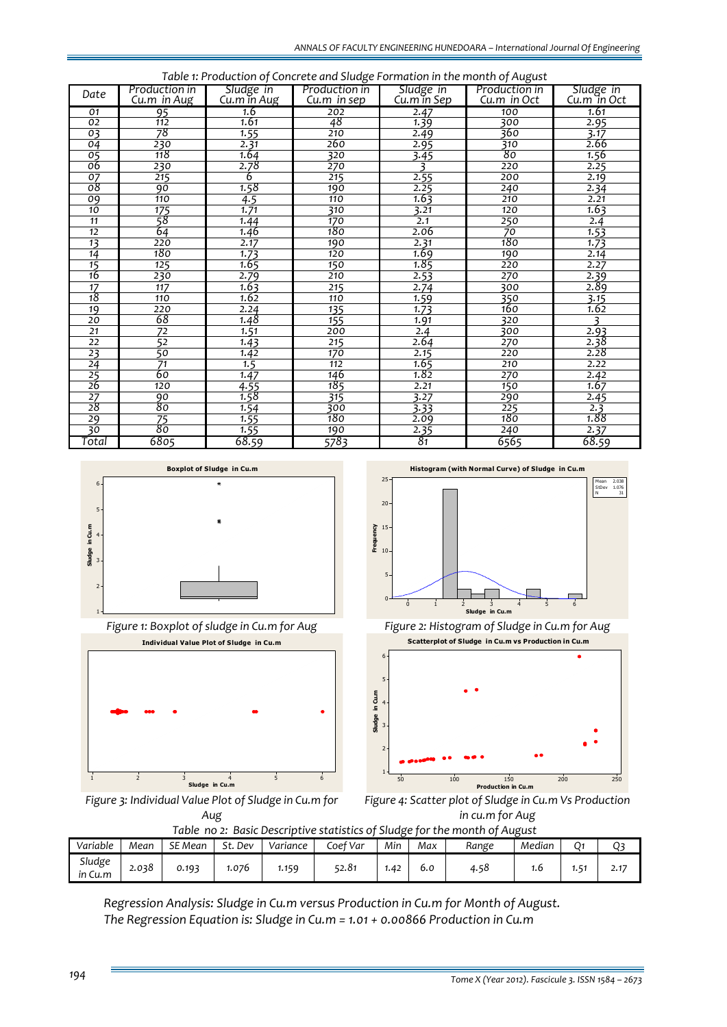*Table 1: Production of Concrete and Sludge Formation in the month of August*

| Date | Production in Cu.m in Aug | Sludge in Cu.m in Aug | Production in Cu.m in sep | Sludge in Cu.m in Sep | Production in Cu.m in Oct | Sludge in Cu.m in Oct |
|---|---|---|---|---|---|---|
| 01 | 95 | 1.6 | 202 | 2.47 | 100 | 1.61 |
| 02 | 112 | 1.61 | 48 | 1.39 | 300 | 2.95 |
| 03 | 78 | 1.55 | 210 | 2.49 | 360 | 3.17 |
| 04 | 230 | 2.31 | 260 | 2.95 | 310 | 2.66 |
| 05 | 118 | 1.64 | 320 | 3.45 | 80 | 1.56 |
| 06 | 230 | 2.78 | 270 | 3 | 220 | 2.25 |
| 07 | 215 | 6 | 215 | 2.55 | 200 | 2.19 |
| 08 | 90 | 1.58 | 190 | 2.25 | 240 | 2.34 |
| 09 | 110 | 4.5 | 110 | 1.63 | 210 | 2.21 |
| 10 | 175 | 1.71 | 310 | 3.21 | 120 | 1.63 |
| 11 | 58 | 1.44 | 170 | 2.1 | 250 | 2.4 |
| 12 | 64 | 1.46 | 180 | 2.06 | 70 | 1.53 |
| 13 | 220 | 2.17 | 190 | 2.31 | 180 | 1.73 |
| 14 | 180 | 1.73 | 120 | 1.69 | 190 | 2.14 |
| 15 | 125 | 1.65 | 150 | 1.85 | 220 | 2.27 |
| 16 | 230 | 2.79 | 210 | 2.53 | 270 | 2.39 |
| 17 | 117 | 1.63 | 215 | 2.74 | 300 | 2.89 |
| 18 | 110 | 1.62 | 110 | 1.59 | 350 | 3.15 |
| 19 | 220 | 2.24 | 135 | 1.73 | 160 | 1.62 |
| 20 | 68 | 1.48 | 155 | 1.91 | 320 | 3 |
| 21 | 72 | 1.51 | 200 | 2.4 | 300 | 2.93 |
| 22 | 52 | 1.43 | 215 | 2.64 | 270 | 2.38 |
| 23 | 50 | 1.42 | 170 | 2.15 | 220 | 2.28 |
| 24 | 71 | 1.5 | 112 | 1.65 | 210 | 2.22 |
| 25 | 60 | 1.47 | 146 | 1.82 | 270 | 2.42 |
| 26 | 120 | 4.55 | 185 | 2.21 | 150 | 1.67 |
| 27 | 90 | 1.58 | 315 | 3.27 | 290 | 2.45 |
| 28 | 80 | 1.54 | 300 | 3.33 | 225 | 2.3 |
| 29 | 75 | 1.55 | 180 | 2.09 | 180 | 1.88 |
| 30 | 80 | 1.55 | 190 | 2.35 | 240 | 2.37 |
| Total | 6805 | 68.59 | 5783 | 81 | 6565 | 68.59 |

Figure 1: Boxplot of sludge in Cu.m for Aug

Figure 2: Histogram of Sludge in Cu.m for Aug

Figure 3: Individual Value Plot of Sludge in Cu.m for Aug

Figure 4: Scatter plot of Sludge in Cu.m Vs Production in cu.m for Aug

*Table no 2: Basic Descriptive statistics of Sludge for the month of August*

| Variable | Mean | SE Mean | St. Dev | Variance | Coef Var | Min | Max | Range | Median | Q1 | Q3 |
|---|---|---|---|---|---|---|---|---|---|---|---|
| Sludge in Cu.m | 2.038 | 0.193 | 1.076 | 1.159 | 52.81 | 1.42 | 6.0 | 4.58 | 1.6 | 1.51 | 2.17 |

*Regression Analysis: Sludge in Cu.m versus Production in Cu.m for Month of August.*

*The Regression Equation is: Sludge in Cu.m = 1.01 + 0.00866 Production in Cu.m*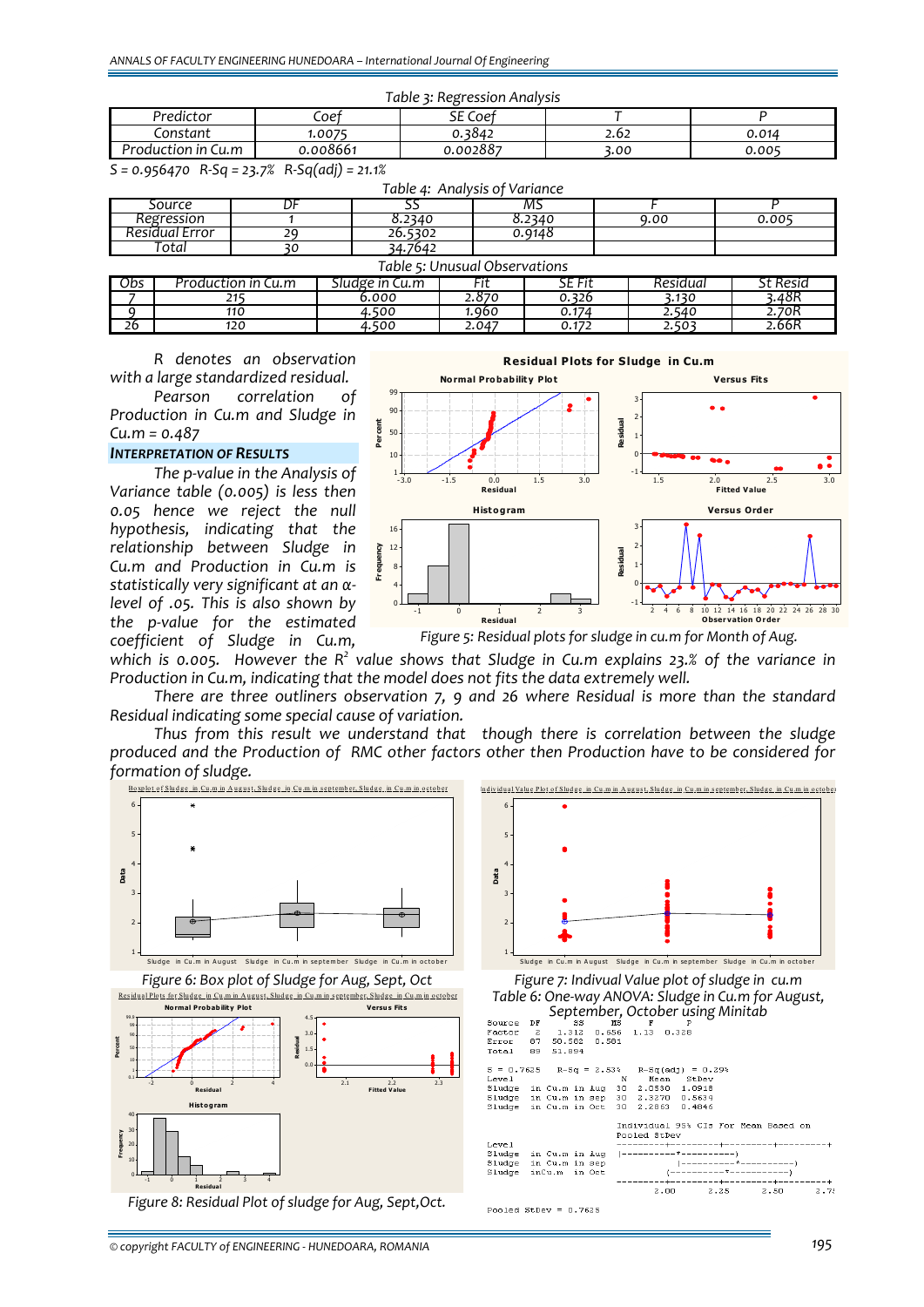Table 3: Regression Analysis

| Predictor | Coef | SE Coef | T | P |
|---|---|---|---|---|
| Constant | 1.0075 | 0.3842 | 2.62 | 0.014 |
| Production in Cu.m | 0.008661 | 0.002887 | 3.00 | 0.005 |

S = 0.956470 R-Sq = 23.7% R-Sq(adj) = 21.1%

Table 4: Analysis of Variance

| Source | DF | SS | MS | F | P |
|---|---|---|---|---|---|
| Regression | 1 | 8.2340 | 8.2340 | 9.00 | 0.005 |
| Residual Error | 29 | 26.5302 | 0.9148 | | |
| Total | 30 | 34.7642 | | | |

Table 5: Unusual Observations

| Obs | Production in Cu.m | Sludge in Cu.m | Fit | SE Fit | Residual | St Resid |
|---|---|---|---|---|---|---|
| 7 | 215 | 6.000 | 2.870 | 0.326 | 3.130 | 3.48R |
| 9 | 110 | 4.500 | 1.960 | 0.174 | 2.540 | 2.70R |
| 26 | 120 | 4.500 | 2.047 | 0.172 | 2.503 | 2.66R |

*R denotes an observation with a large standardized residual.*

*Pearson correlation of Production in Cu.m and Sludge in Cu.m = 0.487*

## INTERPRETATION OF RESULTS

*The p-value in the Analysis of Variance table (0.005) is less then 0.05 hence we reject the null hypothesis, indicating that the relationship between Sludge in Cu.m and Production in Cu.m is statistically very significant at an α-level of .05. This is also shown by the p-value for the estimated coefficient of Sludge in Cu.m, which is 0.005. However the $R^2$ value shows that Sludge in Cu.m explains 23.% of the variance in Production in Cu.m, indicating that the model does not fits the data extremely well.*

*There are three outliners observation 7, 9 and 26 where Residual is more than the standard Residual indicating some special cause of variation.*

*Thus from this result we understand that though there is correlation between the sludge produced and the Production of RMC other factors other then Production have to be considered for formation of sludge.*

*Figure 5: Residual plots for sludge in cu.m for Month of Aug.*

*Figure 6: Box plot of Sludge for Aug, Sept, Oct*

*Figure 7: Indivual Value plot of sludge in cu.m*

*Table 6: One-way ANOVA: Sludge in Cu.m for August, September, October using Minitab*

```
Source  DF      SS     MS     F      P
Factor   2   1.312  0.656  1.13  0.328
Error   87  50.582  0.581
Total   89  51.894

S = 0.7625   R-Sq = 2.53%   R-Sq(adj) = 0.29%
Level                    N    Mean   StDev
Sludge  in Cu.m in Aug  30  2.0530  1.0918
Sludge  in Cu.m in Sep  30  2.3270  0.5639
Sludge  in Cu.m in Oct  30  2.2863  0.4846

                         Individual 95% CIs For Mean Based on
                         Pooled StDev
Level                    ---------+---------+---------+---------+
Sludge  in Cu.m in Aug   (----------*----------)
Sludge  in Cu.m in Sep              (----------*----------)
Sludge  inCu.m  in Oct            (----------*----------)
                         ---------+---------+---------+---------+
                              2.00      2.25      2.50      2.75

Pooled StDev = 0.7625
```

*Figure 8: Residual Plot of sludge for Aug, Sept,Oct.*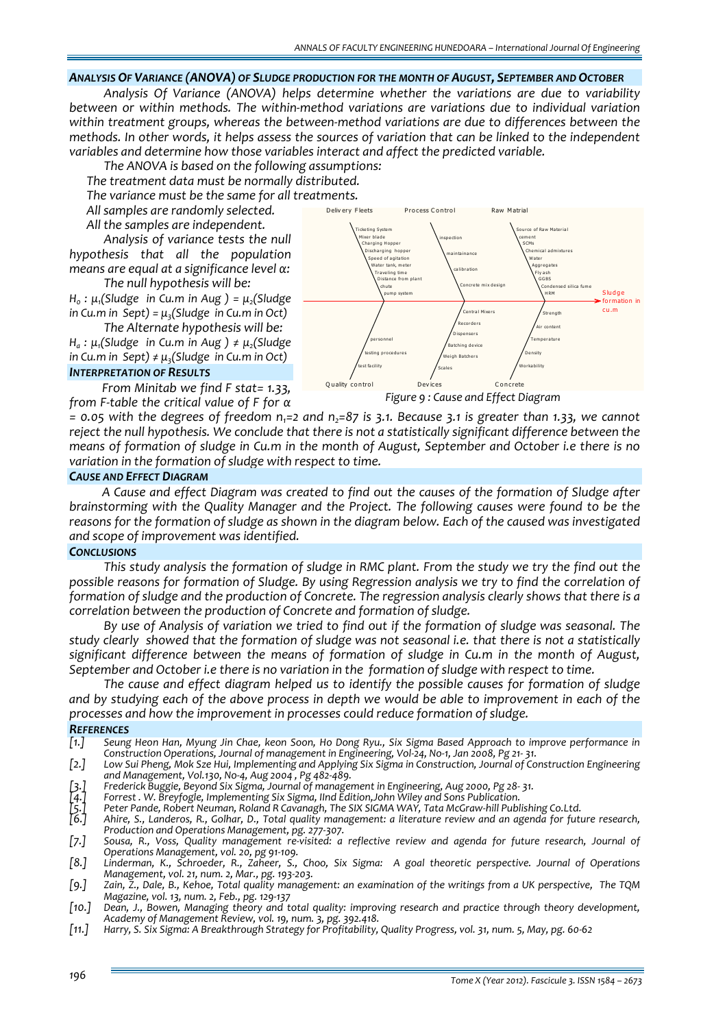### ANALYSIS OF VARIANCE (ANOVA) OF SLUDGE PRODUCTION FOR THE MONTH OF AUGUST, SEPTEMBER AND OCTOBER

*Analysis Of Variance (ANOVA) helps determine whether the variations are due to variability between or within methods. The within-method variations are variations due to individual variation within treatment groups, whereas the between-method variations are due to differences between the methods. In other words, it helps assess the sources of variation that can be linked to the independent variables and determine how those variables interact and affect the predicted variable.*

*The ANOVA is based on the following assumptions:*

*The treatment data must be normally distributed.*
*The variance must be the same for all treatments.*
*All samples are randomly selected.*
*All the samples are independent.*

*Analysis of variance tests the null hypothesis that all the population means are equal at a significance level α:*

*The null hypothesis will be:*

$H_o$ *: $\mu_1$(Sludge in Cu.m in Aug ) = $\mu_2$(Sludge in Cu.m in Sept) = $\mu_3$(Sludge in Cu.m in Oct)*

*The Alternate hypothesis will be:*

$H_a$ *: $\mu_1$(Sludge in Cu.m in Aug ) ≠ $\mu_2$(Sludge in Cu.m in Sept) ≠ $\mu_3$(Sludge in Cu.m in Oct)*

### INTERPRETATION OF RESULTS

*From Minitab we find F stat= 1.33, from F-table the critical value of F for α = 0.05 with the degrees of freedom $n_1$=2 and $n_2$=87 is 3.1. Because 3.1 is greater than 1.33, we cannot reject the null hypothesis. We conclude that there is not a statistically significant difference between the means of formation of sludge in Cu.m in the month of August, September and October i.e there is no variation in the formation of sludge with respect to time.*

Delivery Fleets
Process Control
Raw Matrial
Ticketing System
Mixer blade
Charging Hopper
Discharging hopper
Speed of agitation
Water tank, meter
Traveling time
Distance from plant
chute
pump system
inspection
maintainance
calibration
Concrete mix design
Source of Raw Material
cement
SCMs
Chemical admixtures
Water
Aggregates
Fly ash
GGBS
Condensed silica fume
HRM
Sludge formation in cu.m
Central Mixers
Recorders
Dispensers
Batching device
Weigh Batchers
Scales
Strength
Air content
Temperature
Density
Workability
personnel
testing procedures
test facility
Quality control
Devices
Concrete

*Figure 9 : Cause and Effect Diagram*

### CAUSE AND EFFECT DIAGRAM

*A Cause and effect Diagram was created to find out the causes of the formation of Sludge after brainstorming with the Quality Manager and the Project. The following causes were found to be the reasons for the formation of sludge as shown in the diagram below. Each of the caused was investigated and scope of improvement was identified.*

### CONCLUSIONS

*This study analysis the formation of sludge in RMC plant. From the study we try the find out the possible reasons for formation of Sludge. By using Regression analysis we try to find the correlation of formation of sludge and the production of Concrete. The regression analysis clearly shows that there is a correlation between the production of Concrete and formation of sludge.*

*By use of Analysis of variation we tried to find out if the formation of sludge was seasonal. The study clearly showed that the formation of sludge was not seasonal i.e. that there is not a statistically significant difference between the means of formation of sludge in Cu.m in the month of August, September and October i.e there is no variation in the formation of sludge with respect to time.*

*The cause and effect diagram helped us to identify the possible causes for formation of sludge and by studying each of the above process in depth we would be able to improvement in each of the processes and how the improvement in processes could reduce formation of sludge.*

### REFERENCES

[1.] *Seung Heon Han, Myung Jin Chae, keon Soon, Ho Dong Ryu., Six Sigma Based Approach to improve performance in Construction Operations, Journal of management in Engineering, Vol-24, No-1, Jan 2008, Pg 21- 31.*

[2.] *Low Sui Pheng, Mok Sze Hui, Implementing and Applying Six Sigma in Construction, Journal of Construction Engineering and Management, Vol.130, No-4, Aug 2004 , Pg 482-489.*

[3.] *Frederick Buggie, Beyond Six Sigma, Journal of management in Engineering, Aug 2000, Pg 28- 31.*

[4.] *Forrest . W. Breyfogle, Implementing Six Sigma, IInd Edition,John Wiley and Sons Publication.*

[5.] *Peter Pande, Robert Neuman, Roland R Cavanagh, The SIX SIGMA WAY, Tata McGraw-hill Publishing Co.Ltd.*

[6.] *Ahire, S., Landeros, R., Golhar, D., Total quality management: a literature review and an agenda for future research, Production and Operations Management, pg. 277-307.*

[7.] *Sousa, R., Voss, Quality management re-visited: a reflective review and agenda for future research, Journal of Operations Management, vol. 20, pg 91-109.*

[8.] *Linderman, K., Schroeder, R., Zaheer, S., Choo, Six Sigma: A goal theoretic perspective. Journal of Operations Management, vol. 21, num. 2, Mar., pg. 193-203.*

[9.] *Zain, Z., Dale, B., Kehoe, Total quality management: an examination of the writings from a UK perspective, The TQM Magazine, vol. 13, num. 2, Feb., pg. 129-137*

[10.] *Dean, J., Bowen, Managing theory and total quality: improving research and practice through theory development, Academy of Management Review, vol. 19, num. 3, pg. 392.418.*

[11.] *Harry, S. Six Sigma: A Breakthrough Strategy for Profitability, Quality Progress, vol. 31, num. 5, May, pg. 60-62*